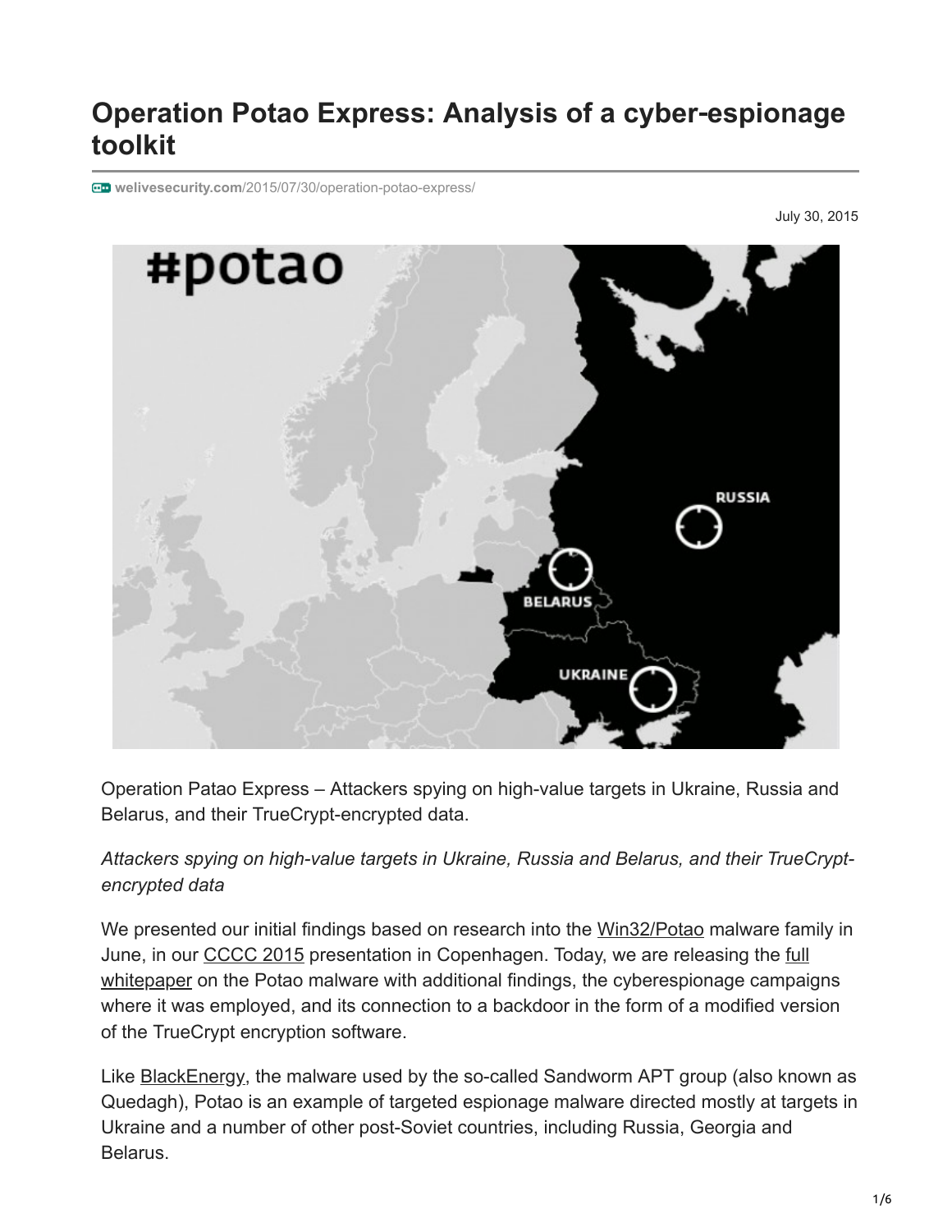# Operation Potao Express: Analysis of a cyber-espionage toolkit

welivesecurity.com/2015/07/30/operation-potao-express/

July 30, 2015

Operation Patao Express – Attackers spying on high-value targets in Ukraine, Russia and Belarus, and their TrueCrypt-encrypted data.

*Attackers spying on high-value targets in Ukraine, Russia and Belarus, and their TrueCrypt-encrypted data*

We presented our initial findings based on research into the Win32/Potao malware family in June, in our CCCC 2015 presentation in Copenhagen. Today, we are releasing the full whitepaper on the Potao malware with additional findings, the cyberespionage campaigns where it was employed, and its connection to a backdoor in the form of a modified version of the TrueCrypt encryption software.

Like BlackEnergy, the malware used by the so-called Sandworm APT group (also known as Quedagh), Potao is an example of targeted espionage malware directed mostly at targets in Ukraine and a number of other post-Soviet countries, including Russia, Georgia and Belarus.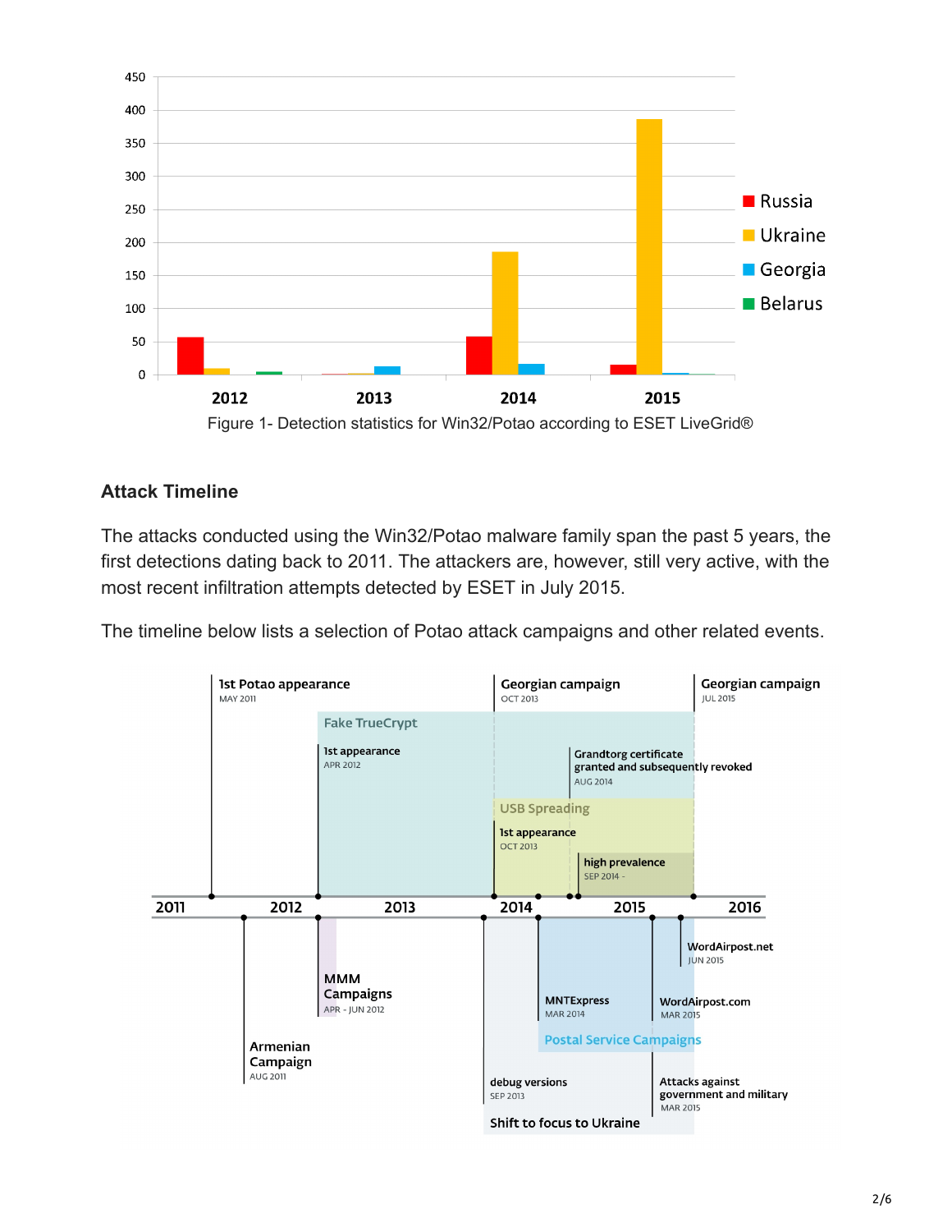Figure 1- Detection statistics for Win32/Potao according to ESET LiveGrid®

### Attack Timeline

The attacks conducted using the Win32/Potao malware family span the past 5 years, the first detections dating back to 2011. The attackers are, however, still very active, with the most recent infiltration attempts detected by ESET in July 2015.

The timeline below lists a selection of Potao attack campaigns and other related events.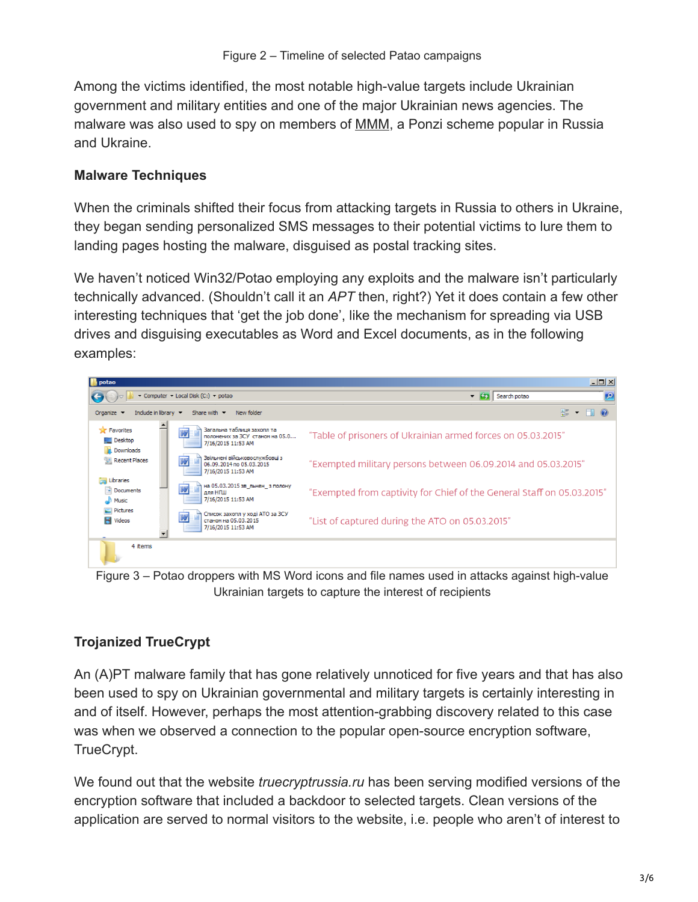Figure 2 – Timeline of selected Patao campaigns

Among the victims identified, the most notable high-value targets include Ukrainian government and military entities and one of the major Ukrainian news agencies. The malware was also used to spy on members of MMM, a Ponzi scheme popular in Russia and Ukraine.

### Malware Techniques

When the criminals shifted their focus from attacking targets in Russia to others in Ukraine, they began sending personalized SMS messages to their potential victims to lure them to landing pages hosting the malware, disguised as postal tracking sites.

We haven't noticed Win32/Potao employing any exploits and the malware isn't particularly technically advanced. (Shouldn't call it an *APT* then, right?) Yet it does contain a few other interesting techniques that 'get the job done', like the mechanism for spreading via USB drives and disguising executables as Word and Excel documents, as in the following examples:

Figure 3 – Potao droppers with MS Word icons and file names used in attacks against high-value Ukrainian targets to capture the interest of recipients

### Trojanized TrueCrypt

An (A)PT malware family that has gone relatively unnoticed for five years and that has also been used to spy on Ukrainian governmental and military targets is certainly interesting in and of itself. However, perhaps the most attention-grabbing discovery related to this case was when we observed a connection to the popular open-source encryption software, TrueCrypt.

We found out that the website *truecryptrussia.ru* has been serving modified versions of the encryption software that included a backdoor to selected targets. Clean versions of the application are served to normal visitors to the website, i.e. people who aren't of interest to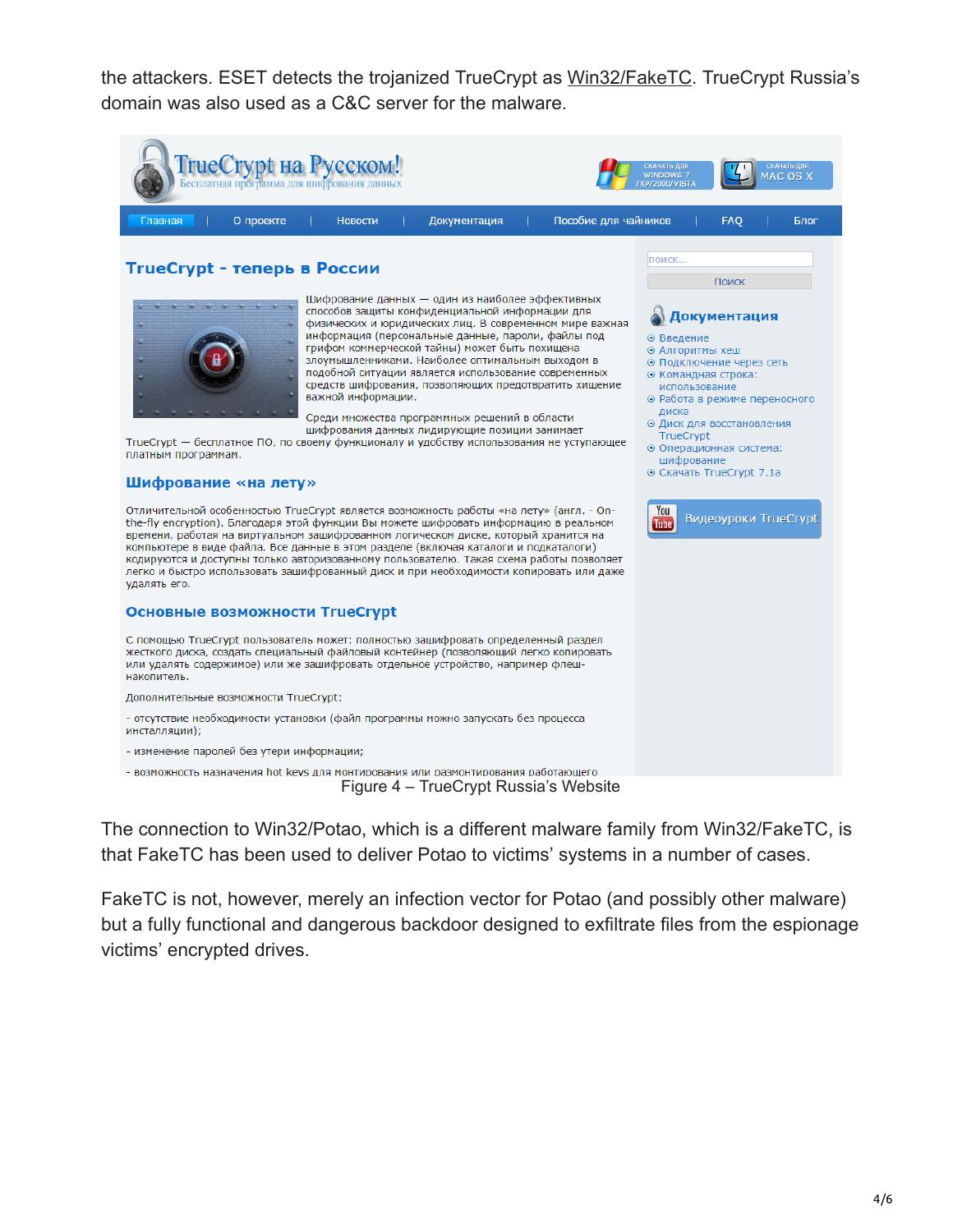the attackers. ESET detects the trojanized TrueCrypt as Win32/FakeTC. TrueCrypt Russia's domain was also used as a C&C server for the malware.

Figure 4 – TrueCrypt Russia's Website

The connection to Win32/Potao, which is a different malware family from Win32/FakeTC, is that FakeTC has been used to deliver Potao to victims' systems in a number of cases.

FakeTC is not, however, merely an infection vector for Potao (and possibly other malware) but a fully functional and dangerous backdoor designed to exfiltrate files from the espionage victims' encrypted drives.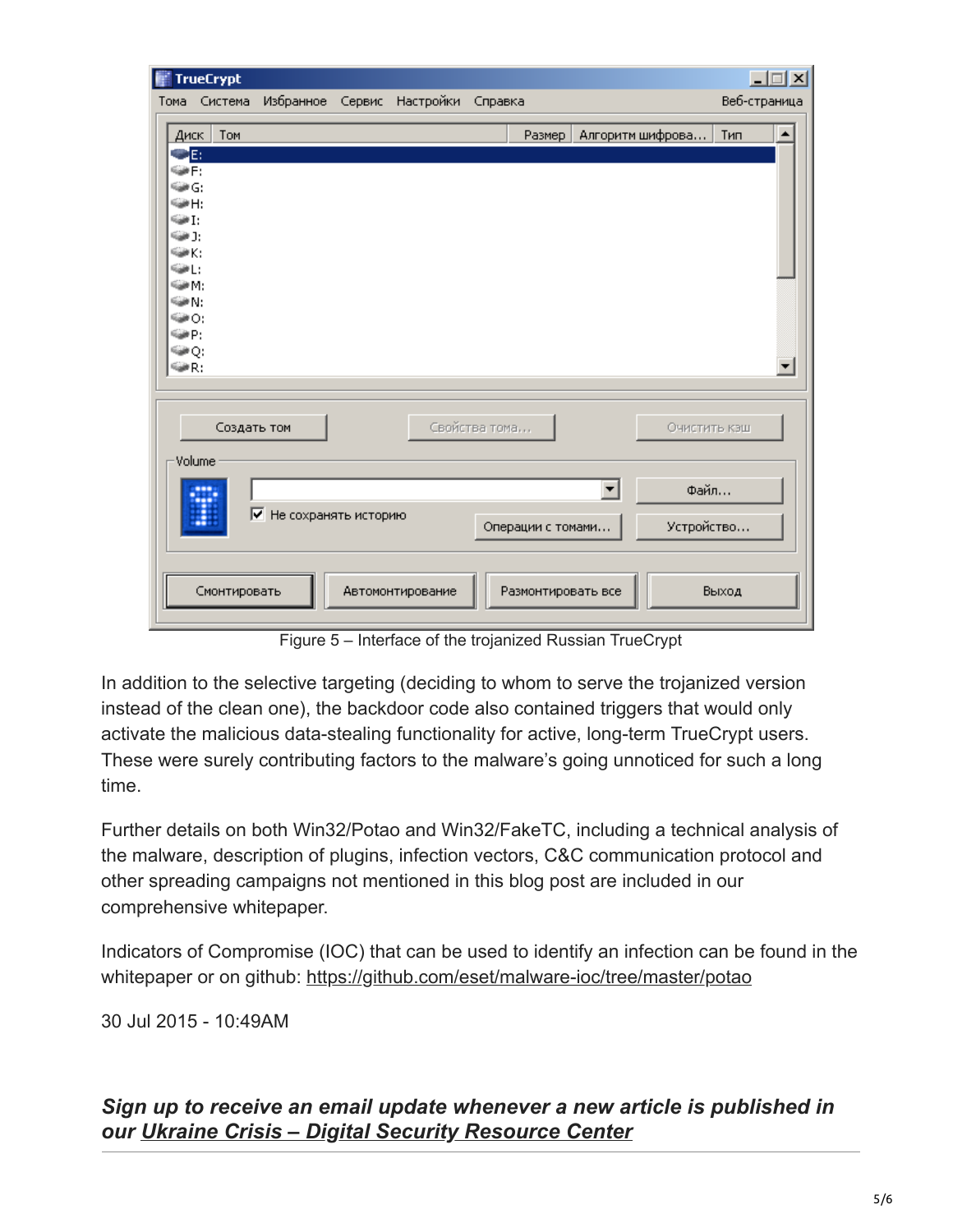Figure 5 – Interface of the trojanized Russian TrueCrypt

In addition to the selective targeting (deciding to whom to serve the trojanized version instead of the clean one), the backdoor code also contained triggers that would only activate the malicious data-stealing functionality for active, long-term TrueCrypt users. These were surely contributing factors to the malware's going unnoticed for such a long time.

Further details on both Win32/Potao and Win32/FakeTC, including a technical analysis of the malware, description of plugins, infection vectors, C&C communication protocol and other spreading campaigns not mentioned in this blog post are included in our comprehensive whitepaper.

Indicators of Compromise (IOC) that can be used to identify an infection can be found in the whitepaper or on github: https://github.com/eset/malware-ioc/tree/master/potao

30 Jul 2015 - 10:49AM

***Sign up to receive an email update whenever a new article is published in our Ukraine Crisis – Digital Security Resource Center***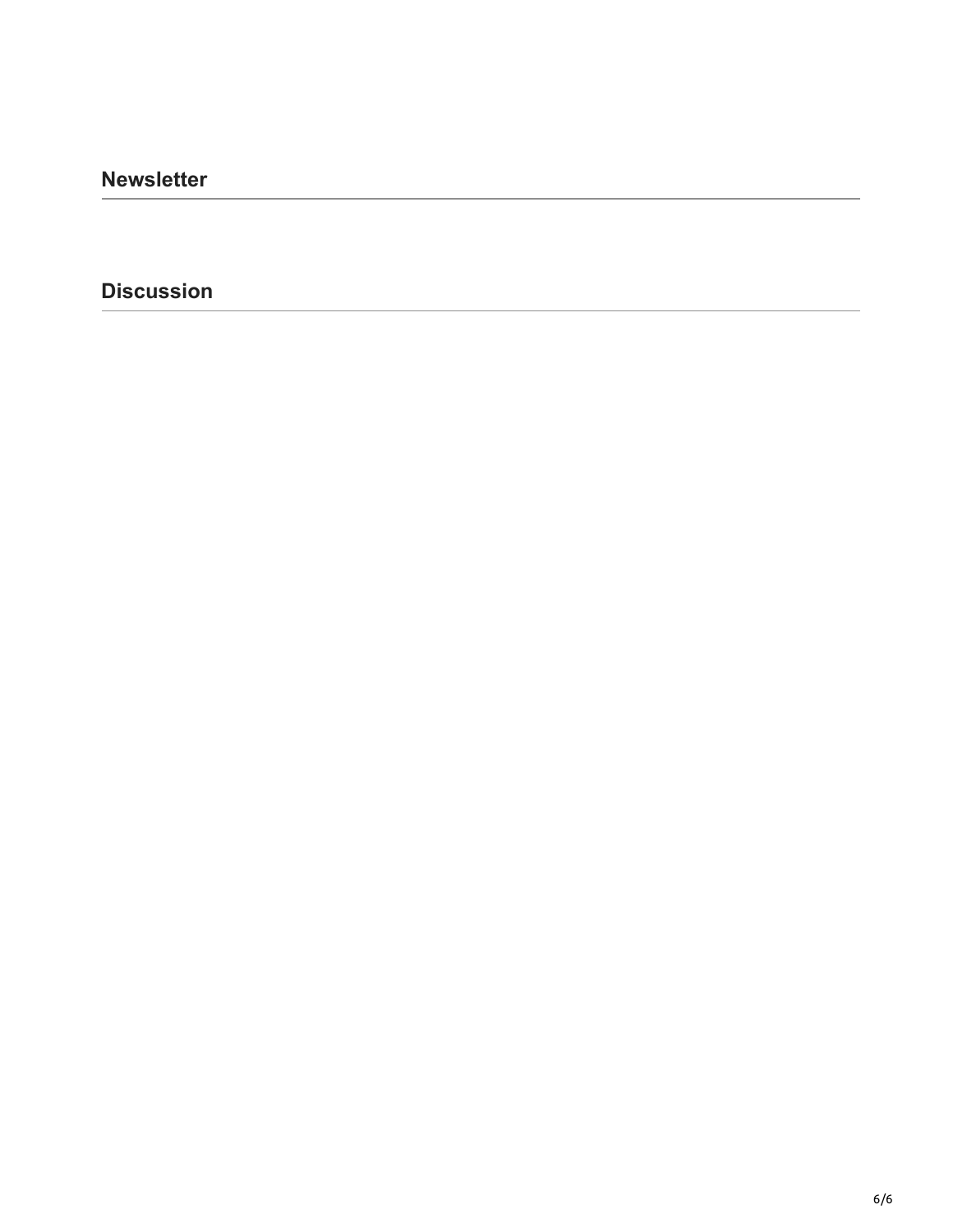## Newsletter

## Discussion